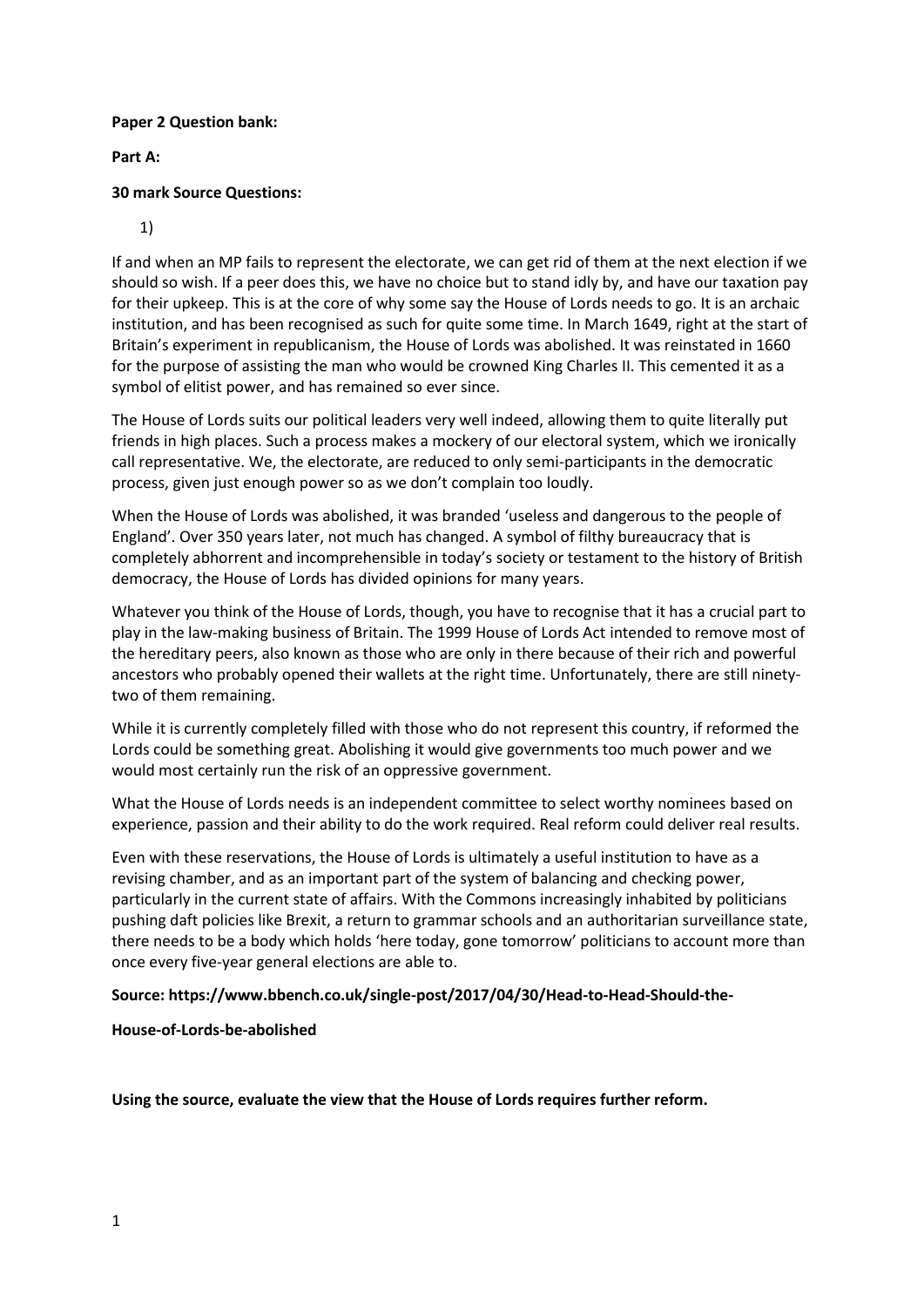**Paper 2 Question bank:**

**Part A:**

**30 mark Source Questions:**

1)

If and when an MP fails to represent the electorate, we can get rid of them at the next election if we should so wish. If a peer does this, we have no choice but to stand idly by, and have our taxation pay for their upkeep. This is at the core of why some say the House of Lords needs to go. It is an archaic institution, and has been recognised as such for quite some time. In March 1649, right at the start of Britain's experiment in republicanism, the House of Lords was abolished. It was reinstated in 1660 for the purpose of assisting the man who would be crowned King Charles II. This cemented it as a symbol of elitist power, and has remained so ever since.

The House of Lords suits our political leaders very well indeed, allowing them to quite literally put friends in high places. Such a process makes a mockery of our electoral system, which we ironically call representative. We, the electorate, are reduced to only semi-participants in the democratic process, given just enough power so as we don't complain too loudly.

When the House of Lords was abolished, it was branded 'useless and dangerous to the people of England'. Over 350 years later, not much has changed. A symbol of filthy bureaucracy that is completely abhorrent and incomprehensible in today's society or testament to the history of British democracy, the House of Lords has divided opinions for many years.

Whatever you think of the House of Lords, though, you have to recognise that it has a crucial part to play in the law-making business of Britain. The 1999 House of Lords Act intended to remove most of the hereditary peers, also known as those who are only in there because of their rich and powerful ancestors who probably opened their wallets at the right time. Unfortunately, there are still ninety-two of them remaining.

While it is currently completely filled with those who do not represent this country, if reformed the Lords could be something great. Abolishing it would give governments too much power and we would most certainly run the risk of an oppressive government.

What the House of Lords needs is an independent committee to select worthy nominees based on experience, passion and their ability to do the work required. Real reform could deliver real results.

Even with these reservations, the House of Lords is ultimately a useful institution to have as a revising chamber, and as an important part of the system of balancing and checking power, particularly in the current state of affairs. With the Commons increasingly inhabited by politicians pushing daft policies like Brexit, a return to grammar schools and an authoritarian surveillance state, there needs to be a body which holds 'here today, gone tomorrow' politicians to account more than once every five-year general elections are able to.

**Source: https://www.bbench.co.uk/single-post/2017/04/30/Head-to-Head-Should-the-House-of-Lords-be-abolished**

**Using the source, evaluate the view that the House of Lords requires further reform.**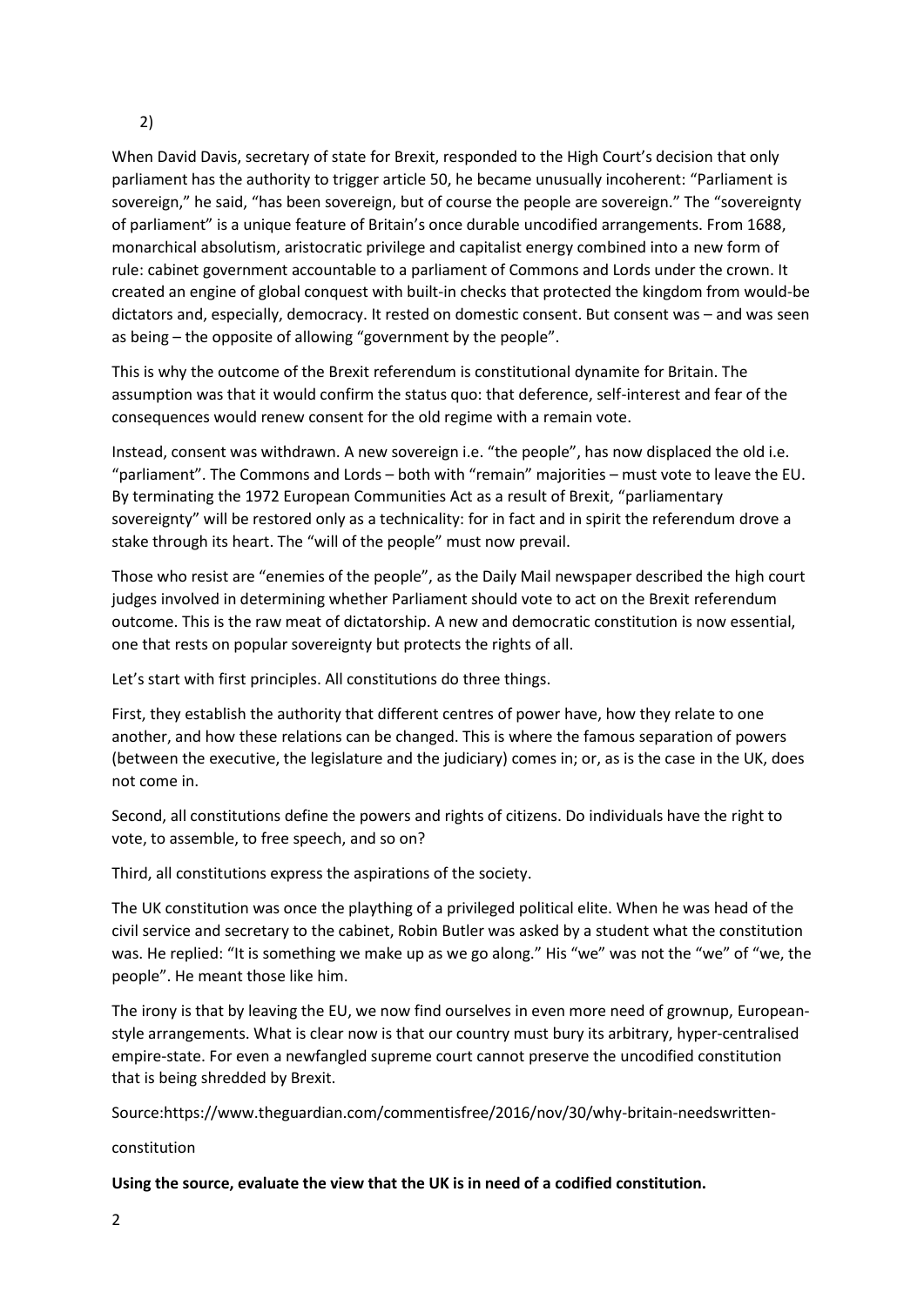2)

When David Davis, secretary of state for Brexit, responded to the High Court's decision that only parliament has the authority to trigger article 50, he became unusually incoherent: "Parliament is sovereign," he said, "has been sovereign, but of course the people are sovereign." The "sovereignty of parliament" is a unique feature of Britain's once durable uncodified arrangements. From 1688, monarchical absolutism, aristocratic privilege and capitalist energy combined into a new form of rule: cabinet government accountable to a parliament of Commons and Lords under the crown. It created an engine of global conquest with built-in checks that protected the kingdom from would-be dictators and, especially, democracy. It rested on domestic consent. But consent was – and was seen as being – the opposite of allowing "government by the people".

This is why the outcome of the Brexit referendum is constitutional dynamite for Britain. The assumption was that it would confirm the status quo: that deference, self-interest and fear of the consequences would renew consent for the old regime with a remain vote.

Instead, consent was withdrawn. A new sovereign i.e. "the people", has now displaced the old i.e. "parliament". The Commons and Lords – both with "remain" majorities – must vote to leave the EU. By terminating the 1972 European Communities Act as a result of Brexit, "parliamentary sovereignty" will be restored only as a technicality: for in fact and in spirit the referendum drove a stake through its heart. The "will of the people" must now prevail.

Those who resist are "enemies of the people", as the Daily Mail newspaper described the high court judges involved in determining whether Parliament should vote to act on the Brexit referendum outcome. This is the raw meat of dictatorship. A new and democratic constitution is now essential, one that rests on popular sovereignty but protects the rights of all.

Let's start with first principles. All constitutions do three things.

First, they establish the authority that different centres of power have, how they relate to one another, and how these relations can be changed. This is where the famous separation of powers (between the executive, the legislature and the judiciary) comes in; or, as is the case in the UK, does not come in.

Second, all constitutions define the powers and rights of citizens. Do individuals have the right to vote, to assemble, to free speech, and so on?

Third, all constitutions express the aspirations of the society.

The UK constitution was once the plaything of a privileged political elite. When he was head of the civil service and secretary to the cabinet, Robin Butler was asked by a student what the constitution was. He replied: "It is something we make up as we go along." His "we" was not the "we" of "we, the people". He meant those like him.

The irony is that by leaving the EU, we now find ourselves in even more need of grownup, European-style arrangements. What is clear now is that our country must bury its arbitrary, hyper-centralised empire-state. For even a newfangled supreme court cannot preserve the uncodified constitution that is being shredded by Brexit.

Source:https://www.theguardian.com/commentisfree/2016/nov/30/why-britain-needswritten-

constitution

**Using the source, evaluate the view that the UK is in need of a codified constitution.**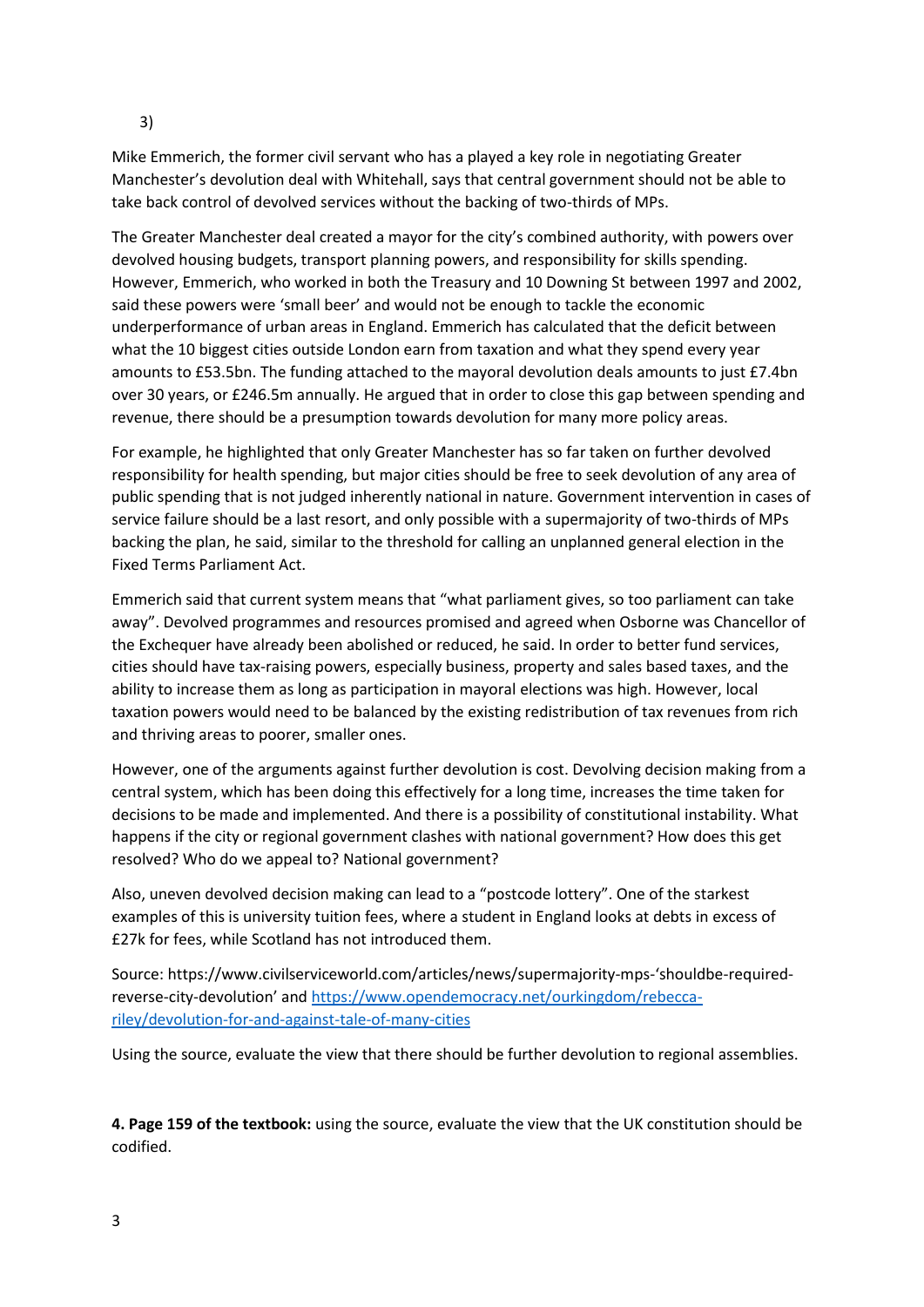3)

Mike Emmerich, the former civil servant who has a played a key role in negotiating Greater Manchester's devolution deal with Whitehall, says that central government should not be able to take back control of devolved services without the backing of two-thirds of MPs.

The Greater Manchester deal created a mayor for the city's combined authority, with powers over devolved housing budgets, transport planning powers, and responsibility for skills spending. However, Emmerich, who worked in both the Treasury and 10 Downing St between 1997 and 2002, said these powers were 'small beer' and would not be enough to tackle the economic underperformance of urban areas in England. Emmerich has calculated that the deficit between what the 10 biggest cities outside London earn from taxation and what they spend every year amounts to £53.5bn. The funding attached to the mayoral devolution deals amounts to just £7.4bn over 30 years, or £246.5m annually. He argued that in order to close this gap between spending and revenue, there should be a presumption towards devolution for many more policy areas.

For example, he highlighted that only Greater Manchester has so far taken on further devolved responsibility for health spending, but major cities should be free to seek devolution of any area of public spending that is not judged inherently national in nature. Government intervention in cases of service failure should be a last resort, and only possible with a supermajority of two-thirds of MPs backing the plan, he said, similar to the threshold for calling an unplanned general election in the Fixed Terms Parliament Act.

Emmerich said that current system means that "what parliament gives, so too parliament can take away". Devolved programmes and resources promised and agreed when Osborne was Chancellor of the Exchequer have already been abolished or reduced, he said. In order to better fund services, cities should have tax-raising powers, especially business, property and sales based taxes, and the ability to increase them as long as participation in mayoral elections was high. However, local taxation powers would need to be balanced by the existing redistribution of tax revenues from rich and thriving areas to poorer, smaller ones.

However, one of the arguments against further devolution is cost. Devolving decision making from a central system, which has been doing this effectively for a long time, increases the time taken for decisions to be made and implemented. And there is a possibility of constitutional instability. What happens if the city or regional government clashes with national government? How does this get resolved? Who do we appeal to? National government?

Also, uneven devolved decision making can lead to a "postcode lottery". One of the starkest examples of this is university tuition fees, where a student in England looks at debts in excess of £27k for fees, while Scotland has not introduced them.

Source: https://www.civilserviceworld.com/articles/news/supermajority-mps-'shouldbe-required-reverse-city-devolution' and [https://www.opendemocracy.net/ourkingdom/rebecca-riley/devolution-for-and-against-tale-of-many-cities](https://www.opendemocracy.net/ourkingdom/rebecca-riley/devolution-for-and-against-tale-of-many-cities)

Using the source, evaluate the view that there should be further devolution to regional assemblies.

**4. Page 159 of the textbook:** using the source, evaluate the view that the UK constitution should be codified.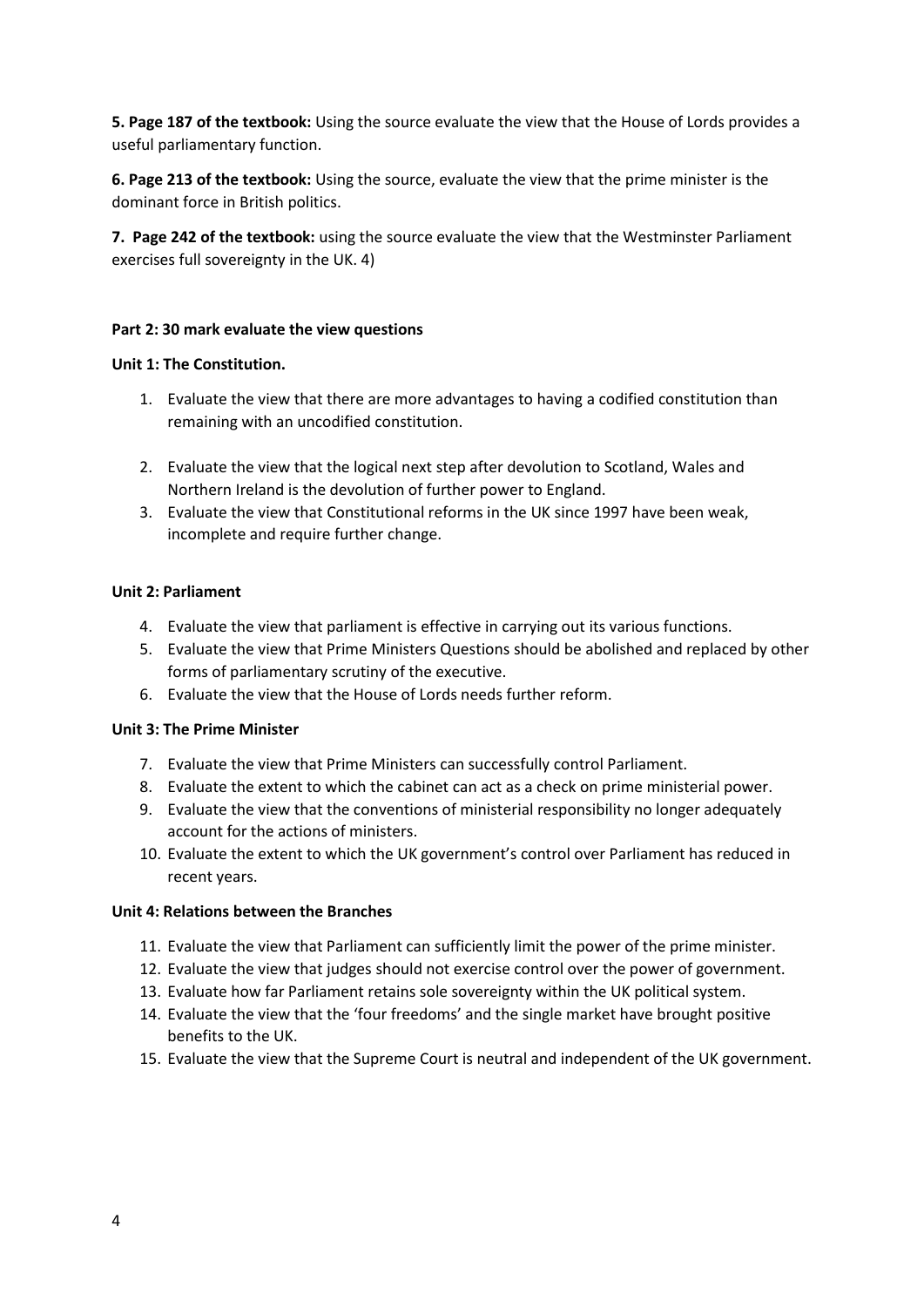**5. Page 187 of the textbook:** Using the source evaluate the view that the House of Lords provides a useful parliamentary function.

**6. Page 213 of the textbook:** Using the source, evaluate the view that the prime minister is the dominant force in British politics.

**7. Page 242 of the textbook:** using the source evaluate the view that the Westminster Parliament exercises full sovereignty in the UK. 4)

**Part 2: 30 mark evaluate the view questions**

**Unit 1: The Constitution.**

1. Evaluate the view that there are more advantages to having a codified constitution than remaining with an uncodified constitution.
2. Evaluate the view that the logical next step after devolution to Scotland, Wales and Northern Ireland is the devolution of further power to England.
3. Evaluate the view that Constitutional reforms in the UK since 1997 have been weak, incomplete and require further change.

**Unit 2: Parliament**

4. Evaluate the view that parliament is effective in carrying out its various functions.
5. Evaluate the view that Prime Ministers Questions should be abolished and replaced by other forms of parliamentary scrutiny of the executive.
6. Evaluate the view that the House of Lords needs further reform.

**Unit 3: The Prime Minister**

7. Evaluate the view that Prime Ministers can successfully control Parliament.
8. Evaluate the extent to which the cabinet can act as a check on prime ministerial power.
9. Evaluate the view that the conventions of ministerial responsibility no longer adequately account for the actions of ministers.
10. Evaluate the extent to which the UK government's control over Parliament has reduced in recent years.

**Unit 4: Relations between the Branches**

11. Evaluate the view that Parliament can sufficiently limit the power of the prime minister.
12. Evaluate the view that judges should not exercise control over the power of government.
13. Evaluate how far Parliament retains sole sovereignty within the UK political system.
14. Evaluate the view that the 'four freedoms' and the single market have brought positive benefits to the UK.
15. Evaluate the view that the Supreme Court is neutral and independent of the UK government.